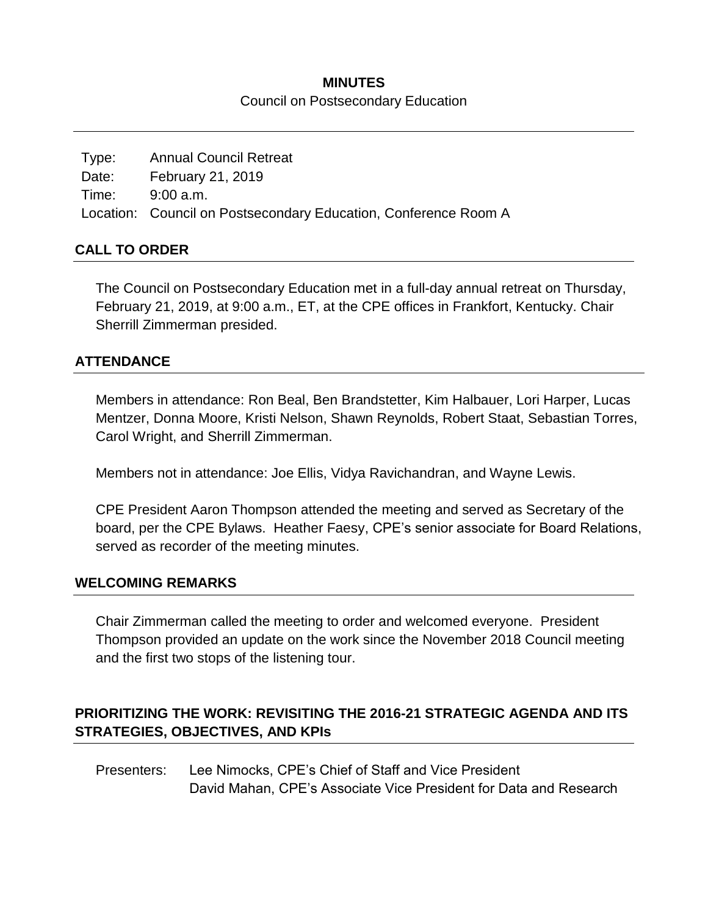# MINUTES

Council on Postsecondary Education

Type: Annual Council Retreat
Date: February 21, 2019
Time: 9:00 a.m.
Location: Council on Postsecondary Education, Conference Room A

## CALL TO ORDER

The Council on Postsecondary Education met in a full-day annual retreat on Thursday, February 21, 2019, at 9:00 a.m., ET, at the CPE offices in Frankfort, Kentucky. Chair Sherrill Zimmerman presided.

## ATTENDANCE

Members in attendance: Ron Beal, Ben Brandstetter, Kim Halbauer, Lori Harper, Lucas Mentzer, Donna Moore, Kristi Nelson, Shawn Reynolds, Robert Staat, Sebastian Torres, Carol Wright, and Sherrill Zimmerman.

Members not in attendance: Joe Ellis, Vidya Ravichandran, and Wayne Lewis.

CPE President Aaron Thompson attended the meeting and served as Secretary of the board, per the CPE Bylaws. Heather Faesy, CPE's senior associate for Board Relations, served as recorder of the meeting minutes.

## WELCOMING REMARKS

Chair Zimmerman called the meeting to order and welcomed everyone. President Thompson provided an update on the work since the November 2018 Council meeting and the first two stops of the listening tour.

## PRIORITIZING THE WORK: REVISITING THE 2016-21 STRATEGIC AGENDA AND ITS STRATEGIES, OBJECTIVES, AND KPIs

Presenters: Lee Nimocks, CPE's Chief of Staff and Vice President
David Mahan, CPE's Associate Vice President for Data and Research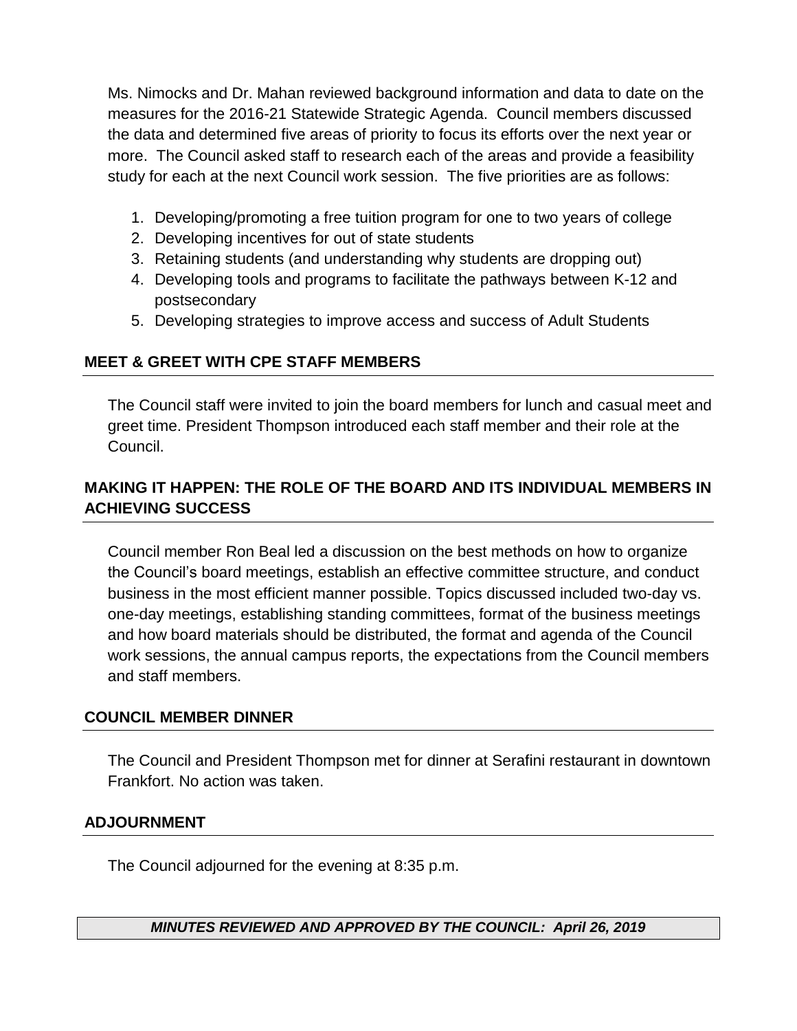Ms. Nimocks and Dr. Mahan reviewed background information and data to date on the measures for the 2016-21 Statewide Strategic Agenda. Council members discussed the data and determined five areas of priority to focus its efforts over the next year or more. The Council asked staff to research each of the areas and provide a feasibility study for each at the next Council work session. The five priorities are as follows:

1. Developing/promoting a free tuition program for one to two years of college
2. Developing incentives for out of state students
3. Retaining students (and understanding why students are dropping out)
4. Developing tools and programs to facilitate the pathways between K-12 and postsecondary
5. Developing strategies to improve access and success of Adult Students

## MEET & GREET WITH CPE STAFF MEMBERS

The Council staff were invited to join the board members for lunch and casual meet and greet time. President Thompson introduced each staff member and their role at the Council.

## MAKING IT HAPPEN: THE ROLE OF THE BOARD AND ITS INDIVIDUAL MEMBERS IN ACHIEVING SUCCESS

Council member Ron Beal led a discussion on the best methods on how to organize the Council's board meetings, establish an effective committee structure, and conduct business in the most efficient manner possible. Topics discussed included two-day vs. one-day meetings, establishing standing committees, format of the business meetings and how board materials should be distributed, the format and agenda of the Council work sessions, the annual campus reports, the expectations from the Council members and staff members.

## COUNCIL MEMBER DINNER

The Council and President Thompson met for dinner at Serafini restaurant in downtown Frankfort. No action was taken.

## ADJOURNMENT

The Council adjourned for the evening at 8:35 p.m.

***MINUTES REVIEWED AND APPROVED BY THE COUNCIL: April 26, 2019***